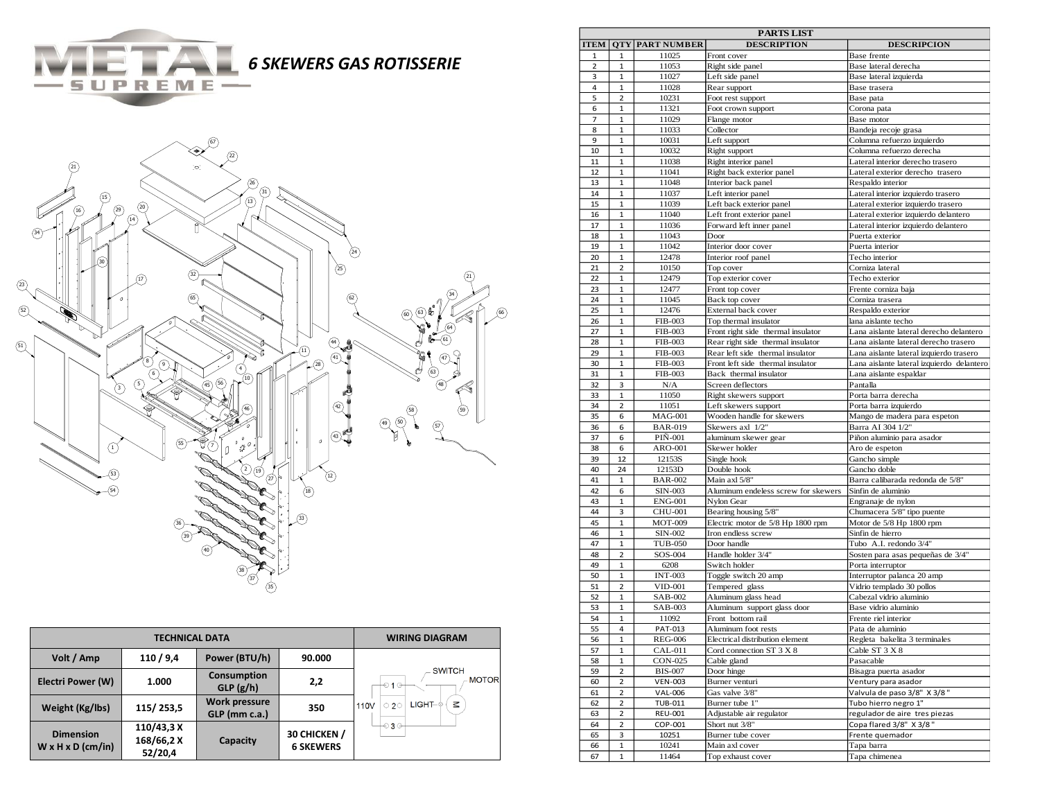# METAL SUPREME

## 6 SKEWERS GAS ROTISSERIE

| TECHNICAL DATA | | | | WIRING DIAGRAM |
|---|---|---|---|---|
| Volt / Amp | 110 / 9,4 | Power (BTU/h) | 90.000 | |
| Electri Power (W) | 1.000 | Consumption GLP (g/h) | 2,2 | |
| Weight (Kg/lbs) | 115/ 253,5 | Work pressure GLP (mm c.a.) | 350 | |
| Dimension W x H x D (cm/in) | 110/43,3 X 168/66,2 X 52/20,4 | Capacity | 30 CHICKEN / 6 SKEWERS | |

SWITCH
MOTOR
110V
1
2
3
LIGHT

| PARTS LIST | | | | |
|---|---|---|---|---|
| ITEM | QTY | PART NUMBER | DESCRIPTION | DESCRIPCION |
| 1 | 1 | 11025 | Front cover | Base frente |
| 2 | 1 | 11053 | Right side panel | Base lateral derecha |
| 3 | 1 | 11027 | Left side panel | Base lateral izquierda |
| 4 | 1 | 11028 | Rear support | Base trasera |
| 5 | 2 | 10231 | Foot rest support | Base pata |
| 6 | 1 | 11321 | Foot crown support | Corona pata |
| 7 | 1 | 11029 | Flange motor | Base motor |
| 8 | 1 | 11033 | Collector | Bandeja recoje grasa |
| 9 | 1 | 10031 | Left support | Columna refuerzo izquierdo |
| 10 | 1 | 10032 | Right support | Columna refuerzo derecha |
| 11 | 1 | 11038 | Right interior panel | Lateral interior derecho trasero |
| 12 | 1 | 11041 | Right back exterior panel | Lateral exterior derecho trasero |
| 13 | 1 | 11048 | Interior back panel | Respaldo interior |
| 14 | 1 | 11037 | Left interior panel | Lateral interior izquierdo trasero |
| 15 | 1 | 11039 | Left back exterior panel | Lateral exterior izquierdo trasero |
| 16 | 1 | 11040 | Left front exterior panel | Lateral exterior izquierdo delantero |
| 17 | 1 | 11036 | Forward left inner panel | Lateral interior izquierdo delantero |
| 18 | 1 | 11043 | Door | Puerta exterior |
| 19 | 1 | 11042 | Interior door cover | Puerta interior |
| 20 | 1 | 12478 | Interior roof panel | Techo interior |
| 21 | 2 | 10150 | Top cover | Corniza lateral |
| 22 | 1 | 12479 | Top exterior cover | Techo exterior |
| 23 | 1 | 12477 | Front top cover | Frente corniza baja |
| 24 | 1 | 11045 | Back top cover | Corniza trasera |
| 25 | 1 | 12476 | External back cover | Respaldo exterior |
| 26 | 1 | FIB-003 | Top thermal insulator | lana aislante techo |
| 27 | 1 | FIB-003 | Front right side thermal insulator | Lana aislante lateral derecho delantero |
| 28 | 1 | FIB-003 | Rear right side thermal insulator | Lana aislante lateral derecho trasero |
| 29 | 1 | FIB-003 | Rear left side thermal insulator | Lana aislante lateral izquierdo trasero |
| 30 | 1 | FIB-003 | Front left side thermal insulator | Lana aislante lateral izquierdo delantero |
| 31 | 1 | FIB-003 | Back thermal insulator | Lana aislante espaldar |
| 32 | 3 | N/A | Screen deflectors | Pantalla |
| 33 | 1 | 11050 | Right skewers support | Porta barra derecha |
| 34 | 2 | 11051 | Left skewers support | Porta barra izquierdo |
| 35 | 6 | MAG-001 | Wooden handle for skewers | Mango de madera para espeton |
| 36 | 6 | BAR-019 | Skewers axl 1/2" | Barra AI 304 1/2" |
| 37 | 6 | PIÑ-001 | aluminum skewer gear | Piñon aluminio para asador |
| 38 | 6 | ARO-001 | Skewer holder | Aro de espeton |
| 39 | 12 | 12153S | Single hook | Gancho simple |
| 40 | 24 | 12153D | Double hook | Gancho doble |
| 41 | 1 | BAR-002 | Main axl 5/8" | Barra calibarada redonda de 5/8" |
| 42 | 6 | SIN-003 | Aluminum endeless screw for skewers | Sinfin de aluminio |
| 43 | 1 | ENG-001 | Nylon Gear | Engranaje de nylon |
| 44 | 3 | CHU-001 | Bearing housing 5/8" | Chumacera 5/8" tipo puente |
| 45 | 1 | MOT-009 | Electric motor de 5/8 Hp 1800 rpm | Motor de 5/8 Hp 1800 rpm |
| 46 | 1 | SIN-002 | Iron endless screw | Sinfin de hierro |
| 47 | 1 | TUB-050 | Door handle | Tubo A.I. redondo 3/4" |
| 48 | 2 | SOS-004 | Handle holder 3/4" | Sosten para asas pequeñas de 3/4" |
| 49 | 1 | 6208 | Switch holder | Porta interruptor |
| 50 | 1 | INT-003 | Toggle switch 20 amp | Interruptor palanca 20 amp |
| 51 | 2 | VID-001 | Tempered glass | Vidrio templado 30 pollos |
| 52 | 1 | SAB-002 | Aluminum glass head | Cabezal vidrio aluminio |
| 53 | 1 | SAB-003 | Aluminum support glass door | Base vidrio aluminio |
| 54 | 1 | 11092 | Front bottom rail | Frente riel interior |
| 55 | 4 | PAT-013 | Aluminum foot rests | Pata de aluminio |
| 56 | 1 | REG-006 | Electrical distribution element | Regleta bakelita 3 terminales |
| 57 | 1 | CAL-011 | Cord connection ST 3 X 8 | Cable ST 3 X 8 |
| 58 | 1 | CON-025 | Cable gland | Pasacable |
| 59 | 2 | BIS-007 | Door hinge | Bisagra puerta asador |
| 60 | 2 | VEN-003 | Burner venturi | Ventury para asador |
| 61 | 2 | VAL-006 | Gas valve 3/8" | Valvula de paso 3/8" X 3/8" |
| 62 | 2 | TUB-011 | Burner tube 1" | Tubo hierro negro 1" |
| 63 | 2 | REU-001 | Adjustable air regulator | regulador de aire tres piezas |
| 64 | 2 | COP-001 | Short nut 3/8" | Copa flared 3/8" X 3/8" |
| 65 | 3 | 10251 | Burner tube cover | Frente quemador |
| 66 | 1 | 10241 | Main axl cover | Tapa barra |
| 67 | 1 | 11464 | Top exhaust cover | Tapa chimenea |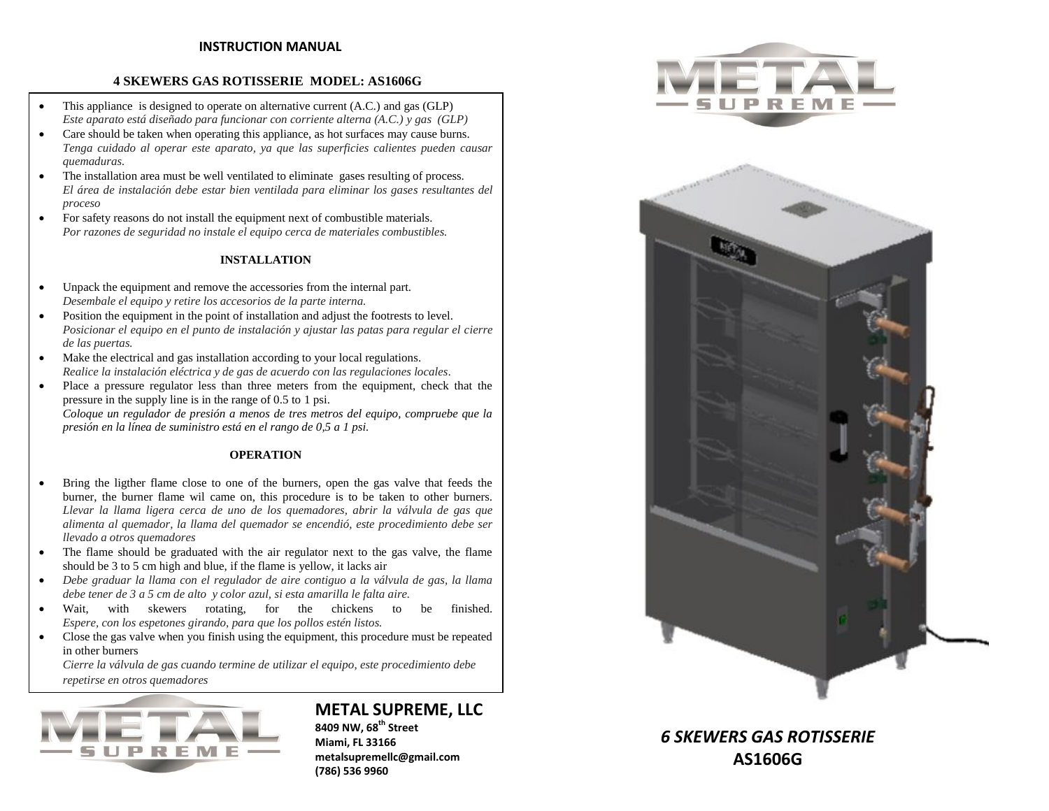**INSTRUCTION MANUAL**

**4 SKEWERS GAS ROTISSERIE MODEL: AS1606G**

- This appliance is designed to operate on alternative current (A.C.) and gas (GLP)
  *Este aparato está diseñado para funcionar con corriente alterna (A.C.) y gas (GLP)*
- Care should be taken when operating this appliance, as hot surfaces may cause burns.
  *Tenga cuidado al operar este aparato, ya que las superficies calientes pueden causar quemaduras.*
- The installation area must be well ventilated to eliminate gases resulting of process.
  *El área de instalación debe estar bien ventilada para eliminar los gases resultantes del proceso*
- For safety reasons do not install the equipment next of combustible materials.
  *Por razones de seguridad no instale el equipo cerca de materiales combustibles.*

**INSTALLATION**

- Unpack the equipment and remove the accessories from the internal part.
  *Desembale el equipo y retire los accesorios de la parte interna.*
- Position the equipment in the point of installation and adjust the footrests to level.
  *Posicionar el equipo en el punto de instalación y ajustar las patas para regular el cierre de las puertas.*
- Make the electrical and gas installation according to your local regulations.
  *Realice la instalación eléctrica y de gas de acuerdo con las regulaciones locales.*
- Place a pressure regulator less than three meters from the equipment, check that the pressure in the supply line is in the range of 0.5 to 1 psi.
  *Coloque un regulador de presión a menos de tres metros del equipo, compruebe que la presión en la línea de suministro está en el rango de 0,5 a 1 psi.*

**OPERATION**

- Bring the ligther flame close to one of the burners, open the gas valve that feeds the burner, the burner flame wil came on, this procedure is to be taken to other burners.
  *Llevar la llama ligera cerca de uno de los quemadores, abrir la válvula de gas que alimenta al quemador, la llama del quemador se encendió, este procedimiento debe ser llevado a otros quemadores*
- The flame should be graduated with the air regulator next to the gas valve, the flame should be 3 to 5 cm high and blue, if the flame is yellow, it lacks air
- *Debe graduar la llama con el regulador de aire contiguo a la válvula de gas, la llama debe tener de 3 a 5 cm de alto y color azul, si esta amarilla le falta aire.*
- Wait, with skewers rotating, for the chickens to be finished.
  *Espere, con los espetones girando, para que los pollos estén listos.*
- Close the gas valve when you finish using the equipment, this procedure must be repeated in other burners
  *Cierre la válvula de gas cuando termine de utilizar el equipo, este procedimiento debe repetirse en otros quemadores*

METAL SUPREME

**METAL SUPREME, LLC**
**8409 NW, 68th Street**
**Miami, FL 33166**
**metalsupremellc@gmail.com**
**(786) 536 9960**

METAL SUPREME

***6 SKEWERS GAS ROTISSERIE***
**AS1606G**